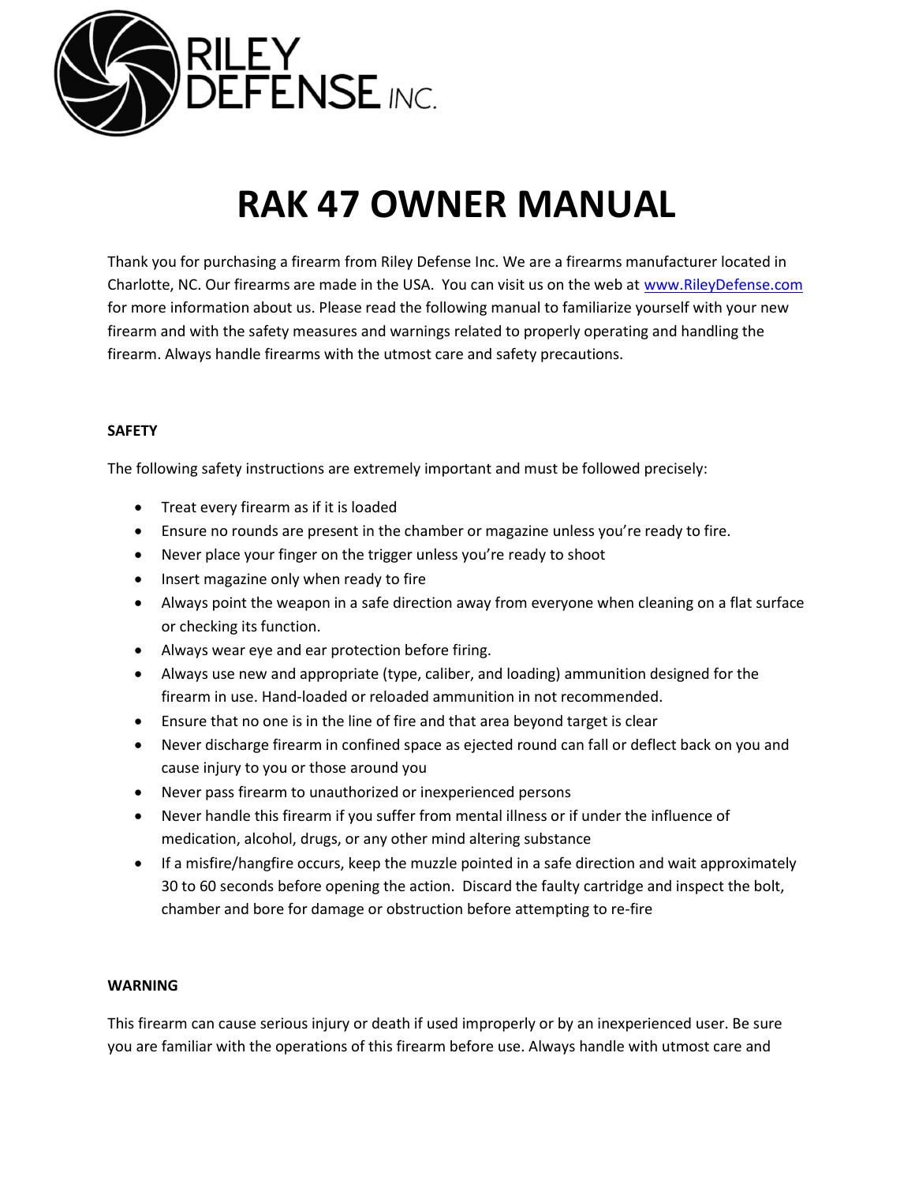RILEY DEFENSE INC.

# RAK 47 OWNER MANUAL

Thank you for purchasing a firearm from Riley Defense Inc. We are a firearms manufacturer located in Charlotte, NC. Our firearms are made in the USA. You can visit us on the web at www.RileyDefense.com for more information about us. Please read the following manual to familiarize yourself with your new firearm and with the safety measures and warnings related to properly operating and handling the firearm. Always handle firearms with the utmost care and safety precautions.

## SAFETY

The following safety instructions are extremely important and must be followed precisely:

- Treat every firearm as if it is loaded
- Ensure no rounds are present in the chamber or magazine unless you're ready to fire.
- Never place your finger on the trigger unless you're ready to shoot
- Insert magazine only when ready to fire
- Always point the weapon in a safe direction away from everyone when cleaning on a flat surface or checking its function.
- Always wear eye and ear protection before firing.
- Always use new and appropriate (type, caliber, and loading) ammunition designed for the firearm in use. Hand-loaded or reloaded ammunition in not recommended.
- Ensure that no one is in the line of fire and that area beyond target is clear
- Never discharge firearm in confined space as ejected round can fall or deflect back on you and cause injury to you or those around you
- Never pass firearm to unauthorized or inexperienced persons
- Never handle this firearm if you suffer from mental illness or if under the influence of medication, alcohol, drugs, or any other mind altering substance
- If a misfire/hangfire occurs, keep the muzzle pointed in a safe direction and wait approximately 30 to 60 seconds before opening the action. Discard the faulty cartridge and inspect the bolt, chamber and bore for damage or obstruction before attempting to re-fire

## WARNING

This firearm can cause serious injury or death if used improperly or by an inexperienced user. Be sure you are familiar with the operations of this firearm before use. Always handle with utmost care and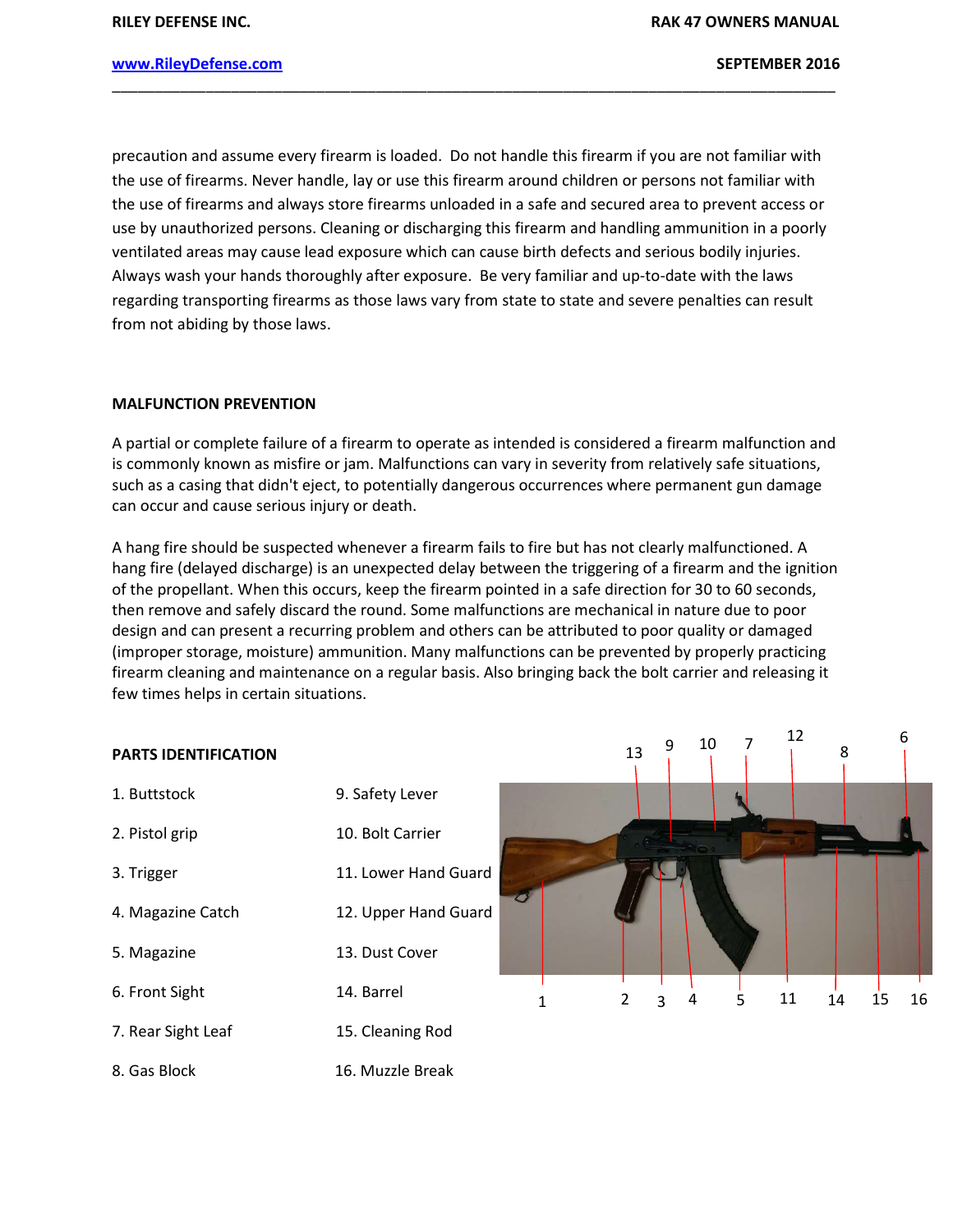precaution and assume every firearm is loaded. Do not handle this firearm if you are not familiar with the use of firearms. Never handle, lay or use this firearm around children or persons not familiar with the use of firearms and always store firearms unloaded in a safe and secured area to prevent access or use by unauthorized persons. Cleaning or discharging this firearm and handling ammunition in a poorly ventilated areas may cause lead exposure which can cause birth defects and serious bodily injuries. Always wash your hands thoroughly after exposure. Be very familiar and up-to-date with the laws regarding transporting firearms as those laws vary from state to state and severe penalties can result from not abiding by those laws.

**MALFUNCTION PREVENTION**

A partial or complete failure of a firearm to operate as intended is considered a firearm malfunction and is commonly known as misfire or jam. Malfunctions can vary in severity from relatively safe situations, such as a casing that didn't eject, to potentially dangerous occurrences where permanent gun damage can occur and cause serious injury or death.

A hang fire should be suspected whenever a firearm fails to fire but has not clearly malfunctioned. A hang fire (delayed discharge) is an unexpected delay between the triggering of a firearm and the ignition of the propellant. When this occurs, keep the firearm pointed in a safe direction for 30 to 60 seconds, then remove and safely discard the round. Some malfunctions are mechanical in nature due to poor design and can present a recurring problem and others can be attributed to poor quality or damaged (improper storage, moisture) ammunition. Many malfunctions can be prevented by properly practicing firearm cleaning and maintenance on a regular basis. Also bringing back the bolt carrier and releasing it few times helps in certain situations.

**PARTS IDENTIFICATION**

1. Buttstock
2. Pistol grip
3. Trigger
4. Magazine Catch
5. Magazine
6. Front Sight
7. Rear Sight Leaf
8. Gas Block
9. Safety Lever
10. Bolt Carrier
11. Lower Hand Guard
12. Upper Hand Guard
13. Dust Cover
14. Barrel
15. Cleaning Rod
16. Muzzle Break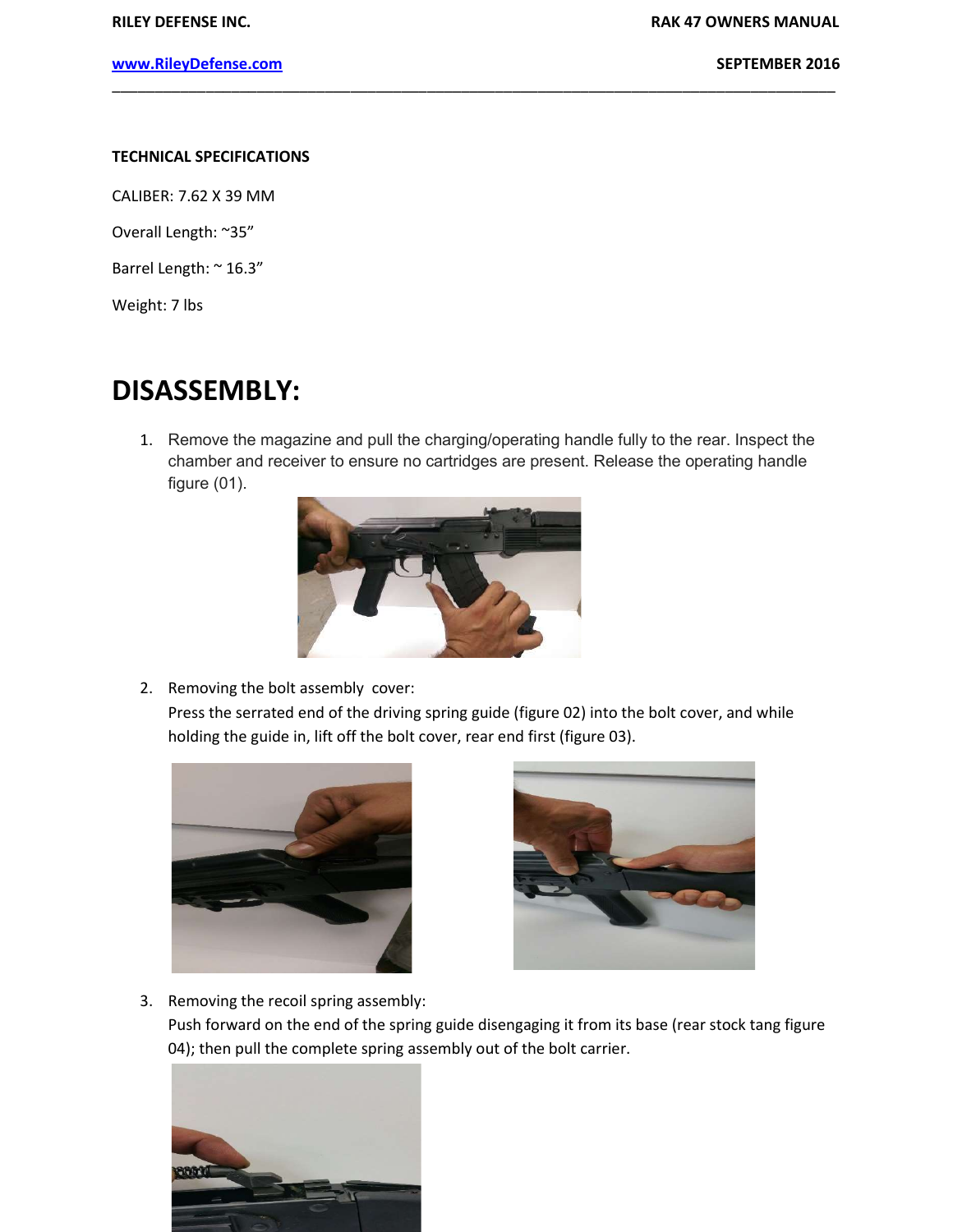**TECHNICAL SPECIFICATIONS**

CALIBER: 7.62 X 39 MM

Overall Length: ~35"

Barrel Length: ~ 16.3"

Weight: 7 lbs

# DISASSEMBLY:

1. Remove the magazine and pull the charging/operating handle fully to the rear. Inspect the chamber and receiver to ensure no cartridges are present. Release the operating handle figure (01).

2. Removing the bolt assembly cover:
   Press the serrated end of the driving spring guide (figure 02) into the bolt cover, and while holding the guide in, lift off the bolt cover, rear end first (figure 03).

3. Removing the recoil spring assembly:
   Push forward on the end of the spring guide disengaging it from its base (rear stock tang figure 04); then pull the complete spring assembly out of the bolt carrier.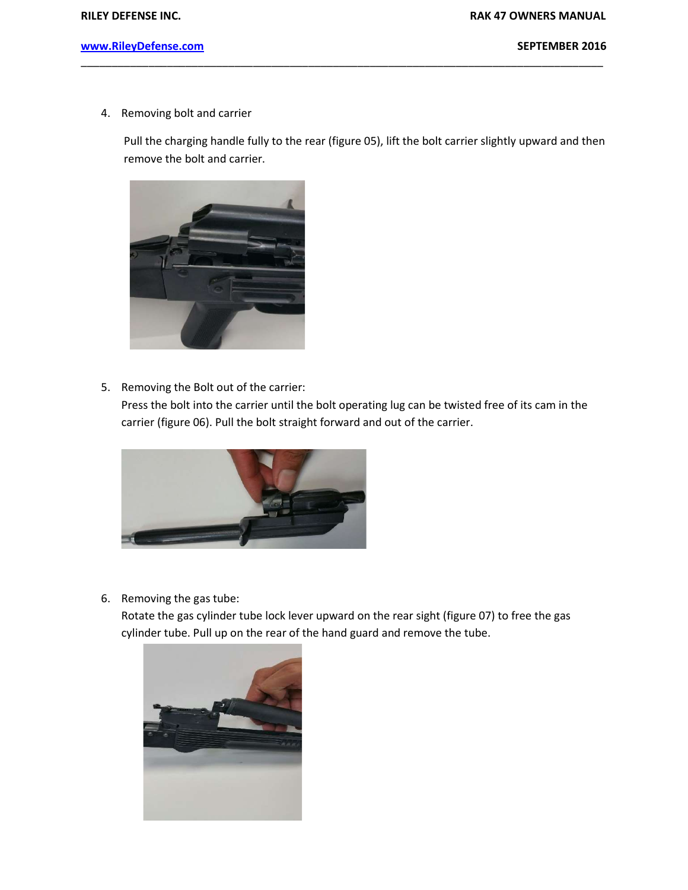4. Removing bolt and carrier

   Pull the charging handle fully to the rear (figure 05), lift the bolt carrier slightly upward and then remove the bolt and carrier.

5. Removing the Bolt out of the carrier:

   Press the bolt into the carrier until the bolt operating lug can be twisted free of its cam in the carrier (figure 06). Pull the bolt straight forward and out of the carrier.

6. Removing the gas tube:

   Rotate the gas cylinder tube lock lever upward on the rear sight (figure 07) to free the gas cylinder tube. Pull up on the rear of the hand guard and remove the tube.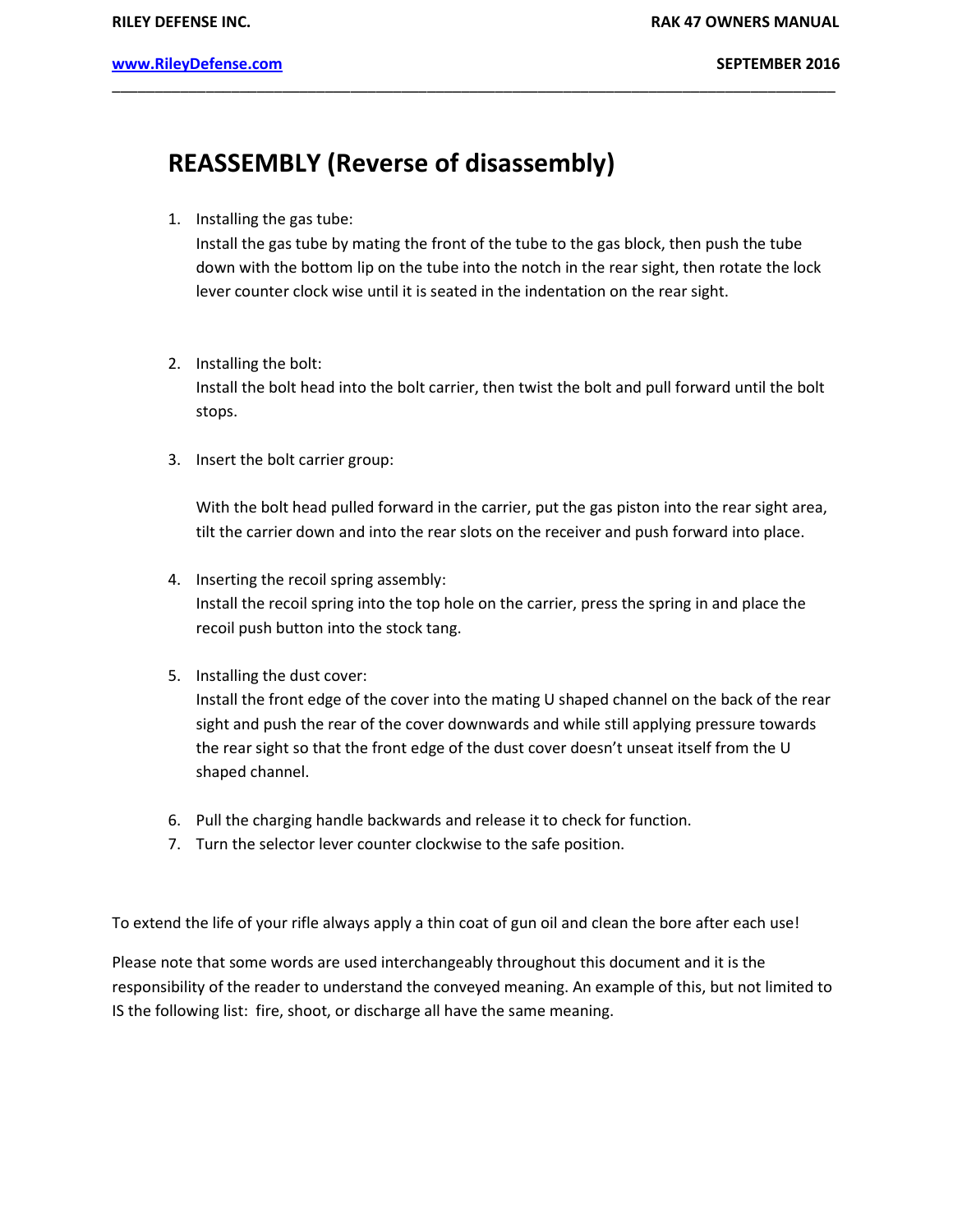## REASSEMBLY (Reverse of disassembly)

1. Installing the gas tube:
   Install the gas tube by mating the front of the tube to the gas block, then push the tube down with the bottom lip on the tube into the notch in the rear sight, then rotate the lock lever counter clock wise until it is seated in the indentation on the rear sight.

2. Installing the bolt:
   Install the bolt head into the bolt carrier, then twist the bolt and pull forward until the bolt stops.

3. Insert the bolt carrier group:

   With the bolt head pulled forward in the carrier, put the gas piston into the rear sight area, tilt the carrier down and into the rear slots on the receiver and push forward into place.

4. Inserting the recoil spring assembly:
   Install the recoil spring into the top hole on the carrier, press the spring in and place the recoil push button into the stock tang.

5. Installing the dust cover:
   Install the front edge of the cover into the mating U shaped channel on the back of the rear sight and push the rear of the cover downwards and while still applying pressure towards the rear sight so that the front edge of the dust cover doesn't unseat itself from the U shaped channel.

6. Pull the charging handle backwards and release it to check for function.
7. Turn the selector lever counter clockwise to the safe position.

To extend the life of your rifle always apply a thin coat of gun oil and clean the bore after each use!

Please note that some words are used interchangeably throughout this document and it is the responsibility of the reader to understand the conveyed meaning. An example of this, but not limited to IS the following list: fire, shoot, or discharge all have the same meaning.